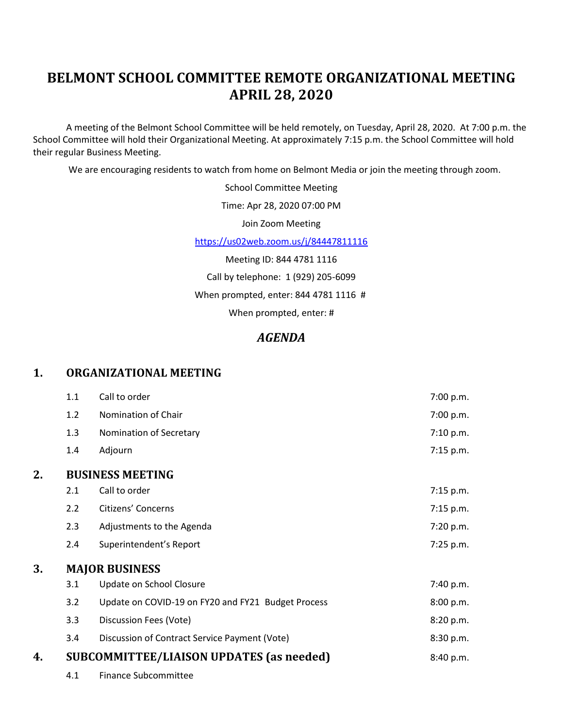# BELMONT SCHOOL COMMITTEE REMOTE ORGANIZATIONAL MEETING APRIL 28, 2020

A meeting of the Belmont School Committee will be held remotely, on Tuesday, April 28, 2020. At 7:00 p.m. the School Committee will hold their Organizational Meeting. At approximately 7:15 p.m. the School Committee will hold their regular Business Meeting.

We are encouraging residents to watch from home on Belmont Media or join the meeting through zoom.

School Committee Meeting

Time: Apr 28, 2020 07:00 PM

Join Zoom Meeting

https://us02web.zoom.us/j/84447811116

Meeting ID: 844 4781 1116

Call by telephone: 1 (929) 205-6099

When prompted, enter: 844 4781 1116 #

When prompted, enter: #

## *AGENDA*

## 1. ORGANIZATIONAL MEETING

| | | |
|---|---|---|
| 1.1 | Call to order | 7:00 p.m. |
| 1.2 | Nomination of Chair | 7:00 p.m. |
| 1.3 | Nomination of Secretary | 7:10 p.m. |
| 1.4 | Adjourn | 7:15 p.m. |

## 2. BUSINESS MEETING

| | | |
|---|---|---|
| 2.1 | Call to order | 7:15 p.m. |
| 2.2 | Citizens' Concerns | 7:15 p.m. |
| 2.3 | Adjustments to the Agenda | 7:20 p.m. |
| 2.4 | Superintendent's Report | 7:25 p.m. |

## 3. MAJOR BUSINESS

| | | |
|---|---|---|
| 3.1 | Update on School Closure | 7:40 p.m. |
| 3.2 | Update on COVID-19 on FY20 and FY21 Budget Process | 8:00 p.m. |
| 3.3 | Discussion Fees (Vote) | 8:20 p.m. |
| 3.4 | Discussion of Contract Service Payment (Vote) | 8:30 p.m. |

## 4. SUBCOMMITTEE/LIAISON UPDATES (as needed) 8:40 p.m.

4.1 Finance Subcommittee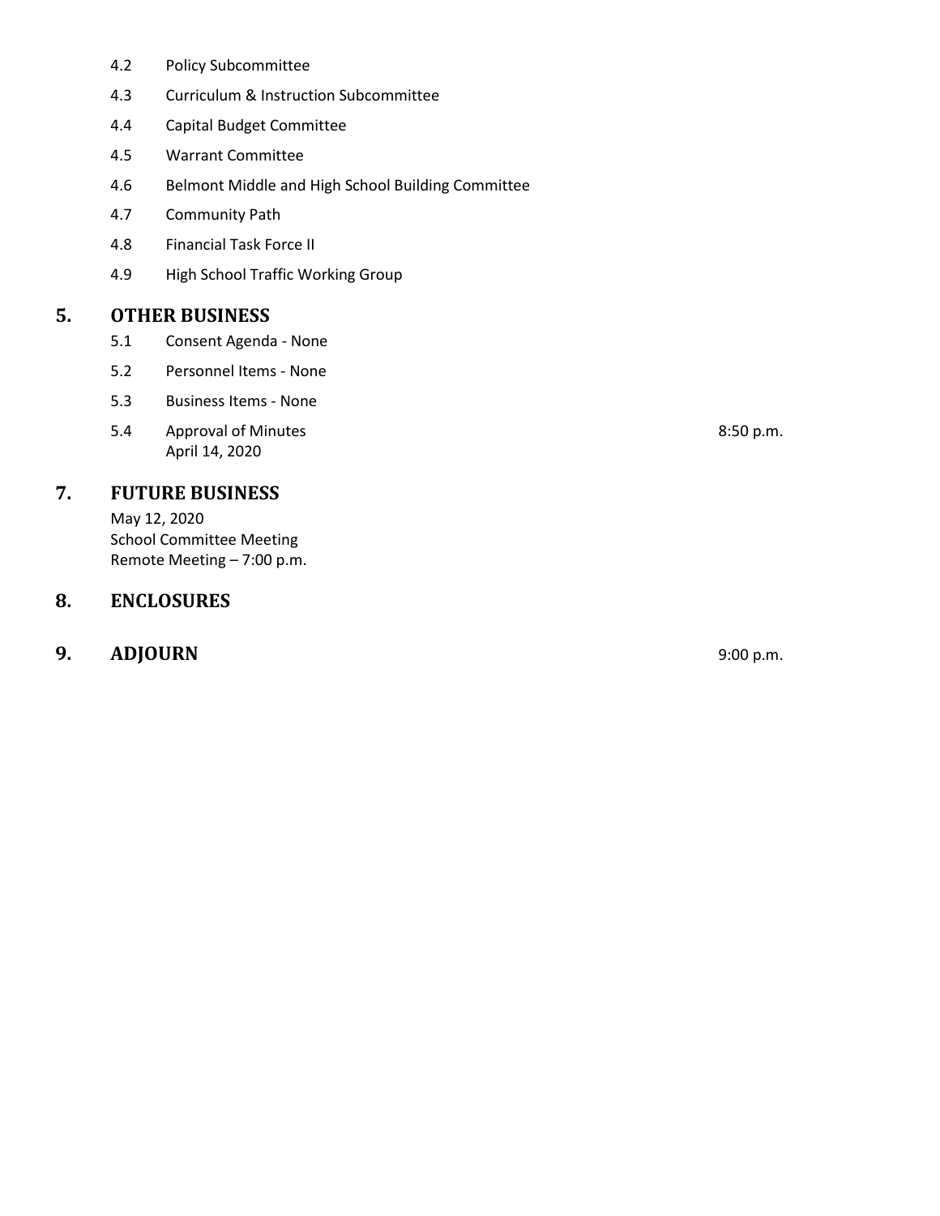4.2 Policy Subcommittee

4.3 Curriculum & Instruction Subcommittee

4.4 Capital Budget Committee

4.5 Warrant Committee

4.6 Belmont Middle and High School Building Committee

4.7 Community Path

4.8 Financial Task Force II

4.9 High School Traffic Working Group

## 5. OTHER BUSINESS

5.1 Consent Agenda - None

5.2 Personnel Items - None

5.3 Business Items - None

5.4 Approval of Minutes — 8:50 p.m.
April 14, 2020

## 7. FUTURE BUSINESS

May 12, 2020
School Committee Meeting
Remote Meeting – 7:00 p.m.

## 8. ENCLOSURES

## 9. ADJOURN — 9:00 p.m.